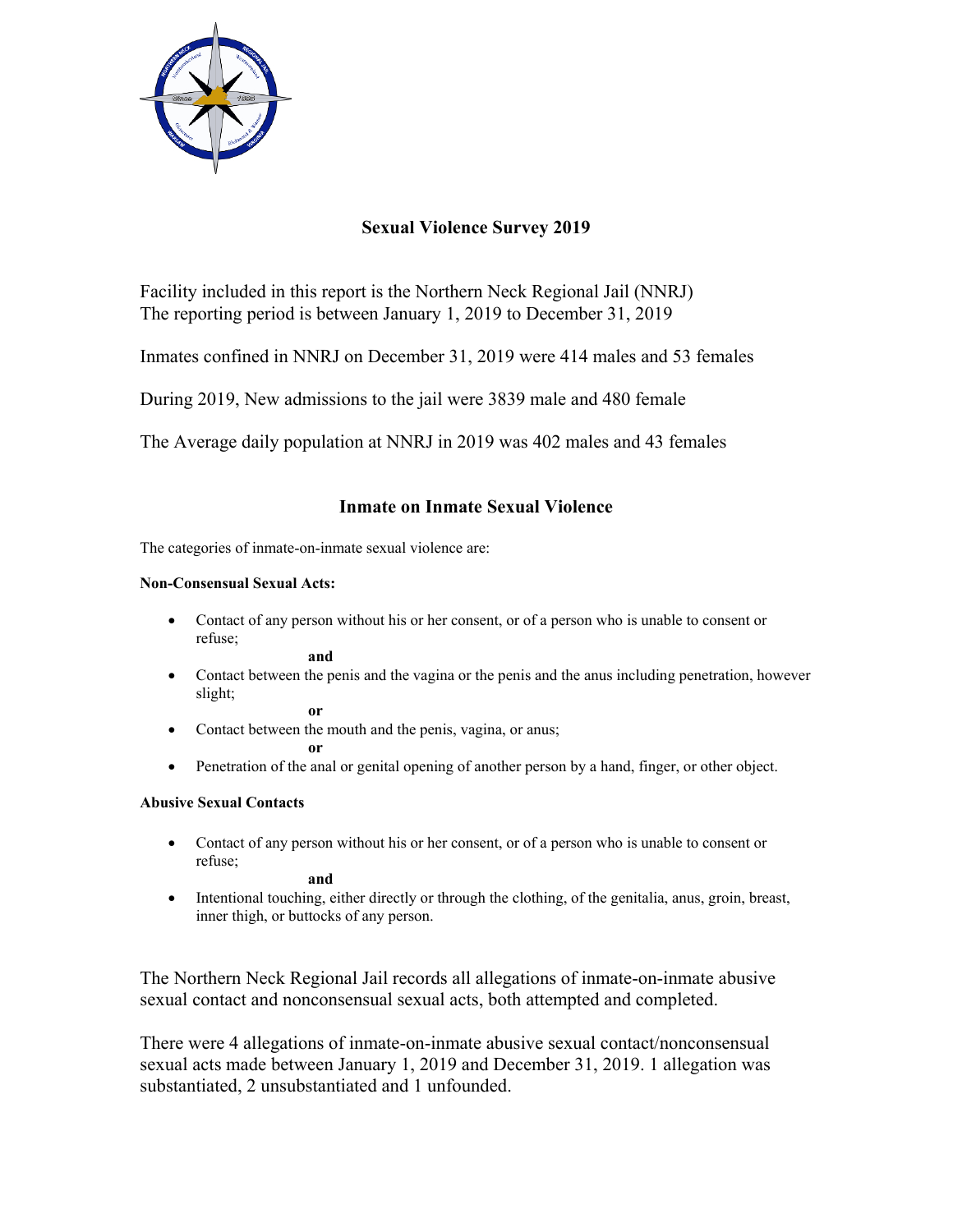# Sexual Violence Survey 2019

Facility included in this report is the Northern Neck Regional Jail (NNRJ)
The reporting period is between January 1, 2019 to December 31, 2019

Inmates confined in NNRJ on December 31, 2019 were 414 males and 53 females

During 2019, New admissions to the jail were 3839 male and 480 female

The Average daily population at NNRJ in 2019 was 402 males and 43 females

## Inmate on Inmate Sexual Violence

The categories of inmate-on-inmate sexual violence are:

**Non-Consensual Sexual Acts:**

- Contact of any person without his or her consent, or of a person who is unable to consent or refuse;

  **and**

- Contact between the penis and the vagina or the penis and the anus including penetration, however slight;

  **or**

- Contact between the mouth and the penis, vagina, or anus;

  **or**

- Penetration of the anal or genital opening of another person by a hand, finger, or other object.

**Abusive Sexual Contacts**

- Contact of any person without his or her consent, or of a person who is unable to consent or refuse;

  **and**

- Intentional touching, either directly or through the clothing, of the genitalia, anus, groin, breast, inner thigh, or buttocks of any person.

The Northern Neck Regional Jail records all allegations of inmate-on-inmate abusive sexual contact and nonconsensual sexual acts, both attempted and completed.

There were 4 allegations of inmate-on-inmate abusive sexual contact/nonconsensual sexual acts made between January 1, 2019 and December 31, 2019. 1 allegation was substantiated, 2 unsubstantiated and 1 unfounded.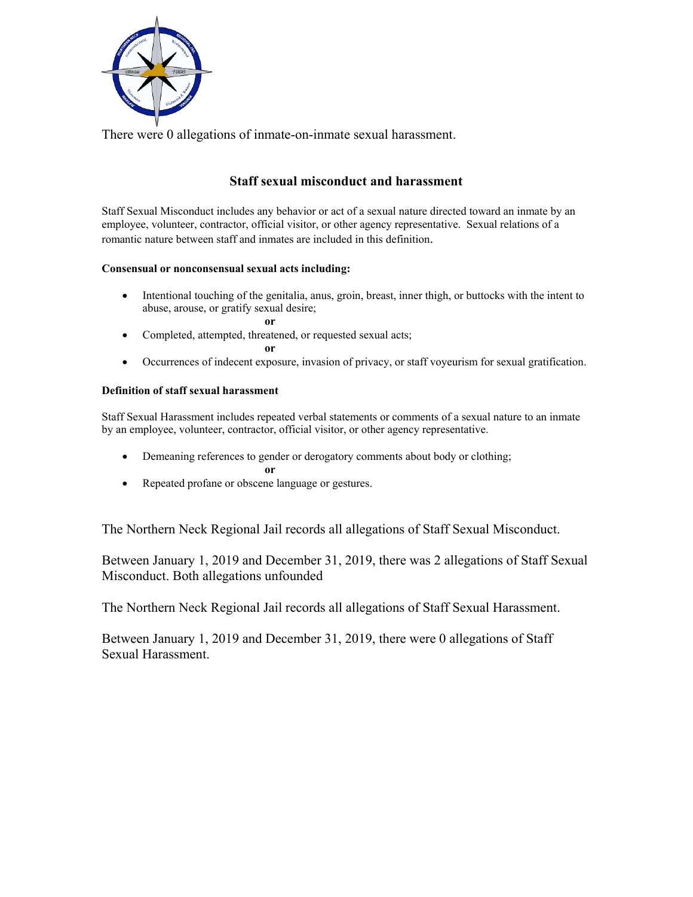There were 0 allegations of inmate-on-inmate sexual harassment.

## Staff sexual misconduct and harassment

Staff Sexual Misconduct includes any behavior or act of a sexual nature directed toward an inmate by an employee, volunteer, contractor, official visitor, or other agency representative. Sexual relations of a romantic nature between staff and inmates are included in this definition.

**Consensual or nonconsensual sexual acts including:**

- Intentional touching of the genitalia, anus, groin, breast, inner thigh, or buttocks with the intent to abuse, arouse, or gratify sexual desire;

  **or**
- Completed, attempted, threatened, or requested sexual acts;

  **or**
- Occurrences of indecent exposure, invasion of privacy, or staff voyeurism for sexual gratification.

**Definition of staff sexual harassment**

Staff Sexual Harassment includes repeated verbal statements or comments of a sexual nature to an inmate by an employee, volunteer, contractor, official visitor, or other agency representative.

- Demeaning references to gender or derogatory comments about body or clothing;

  **or**
- Repeated profane or obscene language or gestures.

The Northern Neck Regional Jail records all allegations of Staff Sexual Misconduct.

Between January 1, 2019 and December 31, 2019, there was 2 allegations of Staff Sexual Misconduct. Both allegations unfounded

The Northern Neck Regional Jail records all allegations of Staff Sexual Harassment.

Between January 1, 2019 and December 31, 2019, there were 0 allegations of Staff Sexual Harassment.